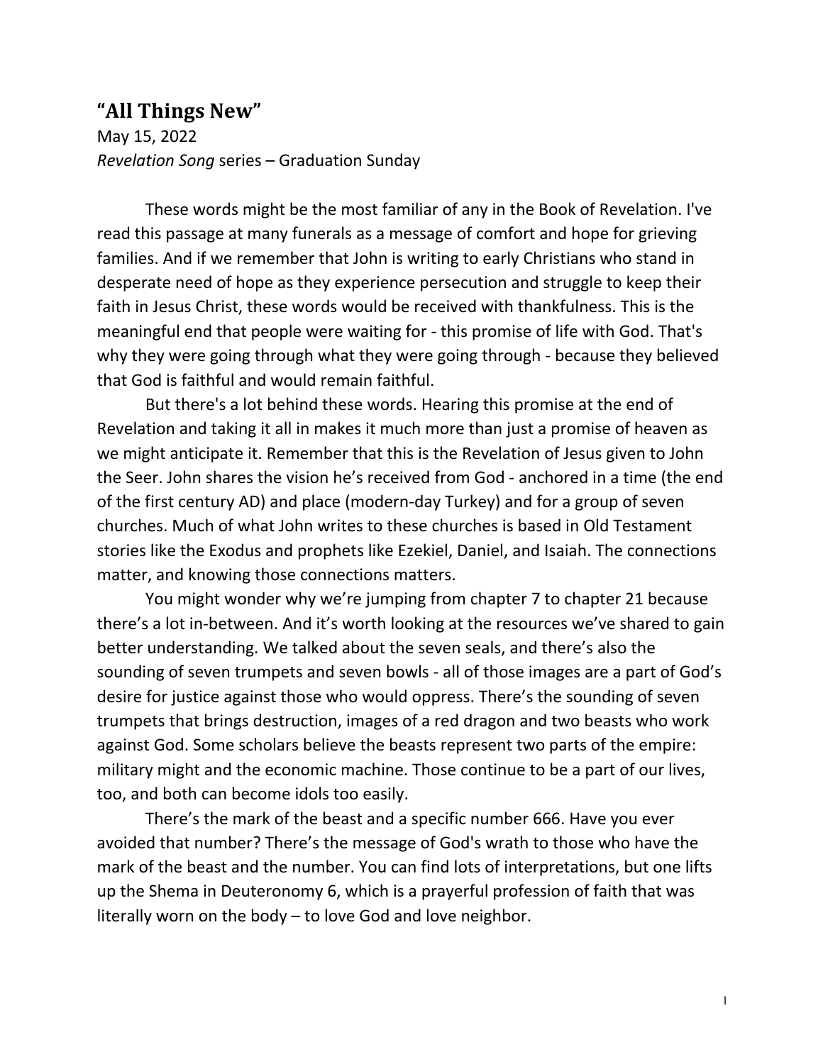# "All Things New"

May 15, 2022
*Revelation Song* series – Graduation Sunday

These words might be the most familiar of any in the Book of Revelation. I've read this passage at many funerals as a message of comfort and hope for grieving families. And if we remember that John is writing to early Christians who stand in desperate need of hope as they experience persecution and struggle to keep their faith in Jesus Christ, these words would be received with thankfulness. This is the meaningful end that people were waiting for - this promise of life with God. That's why they were going through what they were going through - because they believed that God is faithful and would remain faithful.

But there's a lot behind these words. Hearing this promise at the end of Revelation and taking it all in makes it much more than just a promise of heaven as we might anticipate it. Remember that this is the Revelation of Jesus given to John the Seer. John shares the vision he's received from God - anchored in a time (the end of the first century AD) and place (modern-day Turkey) and for a group of seven churches. Much of what John writes to these churches is based in Old Testament stories like the Exodus and prophets like Ezekiel, Daniel, and Isaiah. The connections matter, and knowing those connections matters.

You might wonder why we're jumping from chapter 7 to chapter 21 because there's a lot in-between. And it's worth looking at the resources we've shared to gain better understanding. We talked about the seven seals, and there's also the sounding of seven trumpets and seven bowls - all of those images are a part of God's desire for justice against those who would oppress. There's the sounding of seven trumpets that brings destruction, images of a red dragon and two beasts who work against God. Some scholars believe the beasts represent two parts of the empire: military might and the economic machine. Those continue to be a part of our lives, too, and both can become idols too easily.

There's the mark of the beast and a specific number 666. Have you ever avoided that number? There's the message of God's wrath to those who have the mark of the beast and the number. You can find lots of interpretations, but one lifts up the Shema in Deuteronomy 6, which is a prayerful profession of faith that was literally worn on the body – to love God and love neighbor.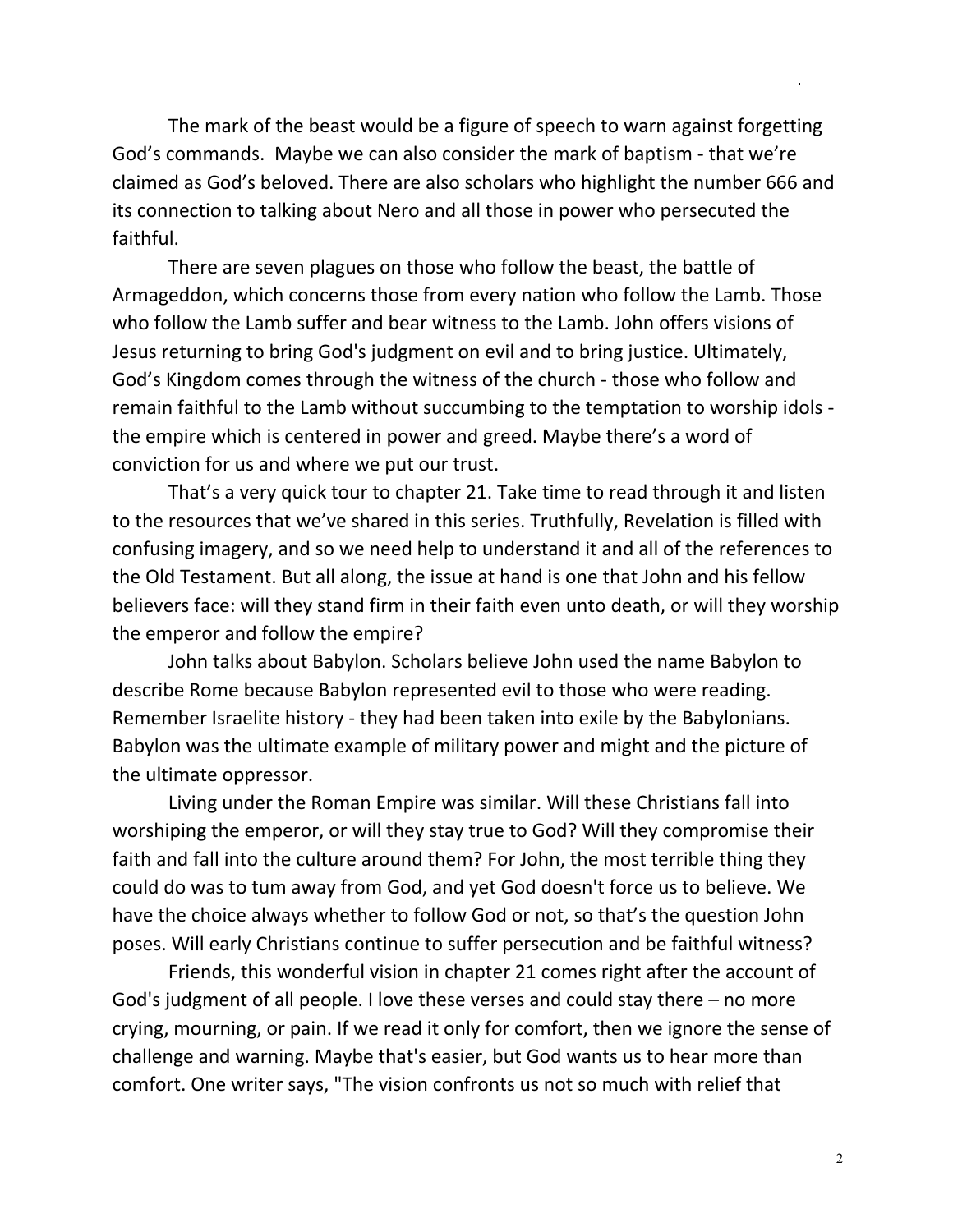The mark of the beast would be a figure of speech to warn against forgetting God's commands. Maybe we can also consider the mark of baptism - that we're claimed as God's beloved. There are also scholars who highlight the number 666 and its connection to talking about Nero and all those in power who persecuted the faithful.

There are seven plagues on those who follow the beast, the battle of Armageddon, which concerns those from every nation who follow the Lamb. Those who follow the Lamb suffer and bear witness to the Lamb. John offers visions of Jesus returning to bring God's judgment on evil and to bring justice. Ultimately, God's Kingdom comes through the witness of the church - those who follow and remain faithful to the Lamb without succumbing to the temptation to worship idols - the empire which is centered in power and greed. Maybe there's a word of conviction for us and where we put our trust.

That's a very quick tour to chapter 21. Take time to read through it and listen to the resources that we've shared in this series. Truthfully, Revelation is filled with confusing imagery, and so we need help to understand it and all of the references to the Old Testament. But all along, the issue at hand is one that John and his fellow believers face: will they stand firm in their faith even unto death, or will they worship the emperor and follow the empire?

John talks about Babylon. Scholars believe John used the name Babylon to describe Rome because Babylon represented evil to those who were reading. Remember Israelite history - they had been taken into exile by the Babylonians. Babylon was the ultimate example of military power and might and the picture of the ultimate oppressor.

Living under the Roman Empire was similar. Will these Christians fall into worshiping the emperor, or will they stay true to God? Will they compromise their faith and fall into the culture around them? For John, the most terrible thing they could do was to tum away from God, and yet God doesn't force us to believe. We have the choice always whether to follow God or not, so that's the question John poses. Will early Christians continue to suffer persecution and be faithful witness?

Friends, this wonderful vision in chapter 21 comes right after the account of God's judgment of all people. I love these verses and could stay there – no more crying, mourning, or pain. If we read it only for comfort, then we ignore the sense of challenge and warning. Maybe that's easier, but God wants us to hear more than comfort. One writer says, "The vision confronts us not so much with relief that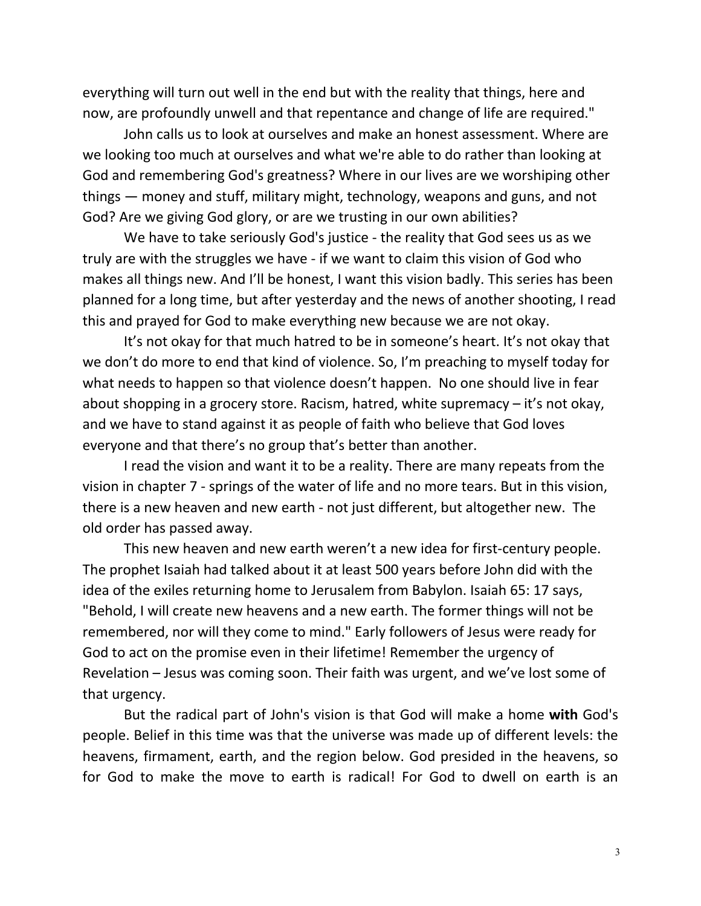everything will turn out well in the end but with the reality that things, here and now, are profoundly unwell and that repentance and change of life are required."

John calls us to look at ourselves and make an honest assessment. Where are we looking too much at ourselves and what we're able to do rather than looking at God and remembering God's greatness? Where in our lives are we worshiping other things — money and stuff, military might, technology, weapons and guns, and not God? Are we giving God glory, or are we trusting in our own abilities?

We have to take seriously God's justice - the reality that God sees us as we truly are with the struggles we have - if we want to claim this vision of God who makes all things new. And I'll be honest, I want this vision badly. This series has been planned for a long time, but after yesterday and the news of another shooting, I read this and prayed for God to make everything new because we are not okay.

It's not okay for that much hatred to be in someone's heart. It's not okay that we don't do more to end that kind of violence. So, I'm preaching to myself today for what needs to happen so that violence doesn't happen. No one should live in fear about shopping in a grocery store. Racism, hatred, white supremacy – it's not okay, and we have to stand against it as people of faith who believe that God loves everyone and that there's no group that's better than another.

I read the vision and want it to be a reality. There are many repeats from the vision in chapter 7 - springs of the water of life and no more tears. But in this vision, there is a new heaven and new earth - not just different, but altogether new. The old order has passed away.

This new heaven and new earth weren't a new idea for first-century people. The prophet Isaiah had talked about it at least 500 years before John did with the idea of the exiles returning home to Jerusalem from Babylon. Isaiah 65: 17 says, "Behold, I will create new heavens and a new earth. The former things will not be remembered, nor will they come to mind." Early followers of Jesus were ready for God to act on the promise even in their lifetime! Remember the urgency of Revelation – Jesus was coming soon. Their faith was urgent, and we've lost some of that urgency.

But the radical part of John's vision is that God will make a home **with** God's people. Belief in this time was that the universe was made up of different levels: the heavens, firmament, earth, and the region below. God presided in the heavens, so for God to make the move to earth is radical! For God to dwell on earth is an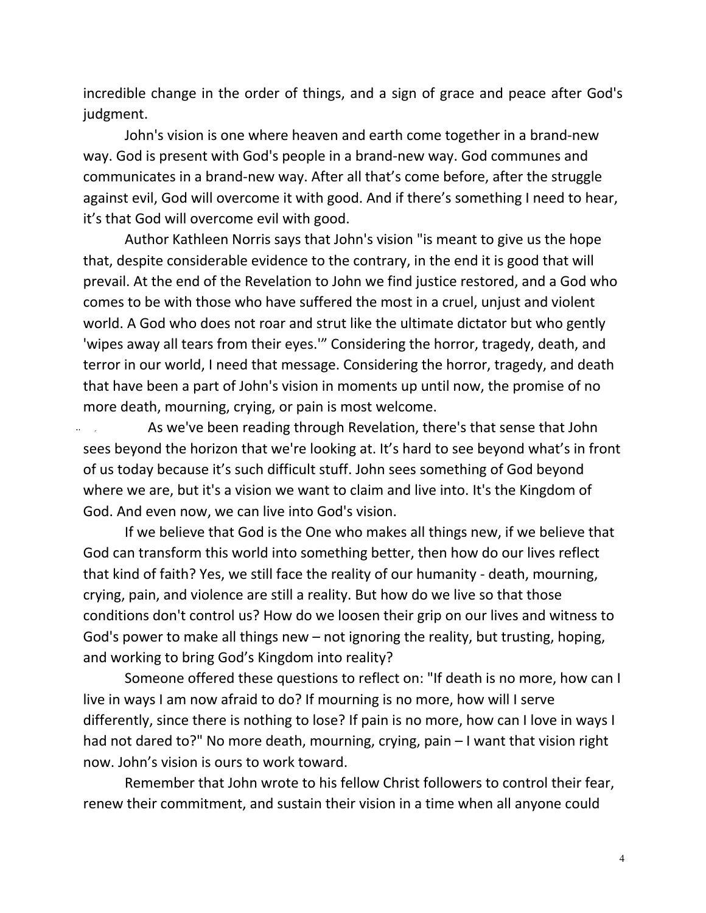incredible change in the order of things, and a sign of grace and peace after God's judgment.

John's vision is one where heaven and earth come together in a brand-new way. God is present with God's people in a brand-new way. God communes and communicates in a brand-new way. After all that's come before, after the struggle against evil, God will overcome it with good. And if there's something I need to hear, it's that God will overcome evil with good.

Author Kathleen Norris says that John's vision "is meant to give us the hope that, despite considerable evidence to the contrary, in the end it is good that will prevail. At the end of the Revelation to John we find justice restored, and a God who comes to be with those who have suffered the most in a cruel, unjust and violent world. A God who does not roar and strut like the ultimate dictator but who gently 'wipes away all tears from their eyes.'" Considering the horror, tragedy, death, and terror in our world, I need that message. Considering the horror, tragedy, and death that have been a part of John's vision in moments up until now, the promise of no more death, mourning, crying, or pain is most welcome.

As we've been reading through Revelation, there's that sense that John sees beyond the horizon that we're looking at. It's hard to see beyond what's in front of us today because it's such difficult stuff. John sees something of God beyond where we are, but it's a vision we want to claim and live into. It's the Kingdom of God. And even now, we can live into God's vision.

If we believe that God is the One who makes all things new, if we believe that God can transform this world into something better, then how do our lives reflect that kind of faith? Yes, we still face the reality of our humanity - death, mourning, crying, pain, and violence are still a reality. But how do we live so that those conditions don't control us? How do we loosen their grip on our lives and witness to God's power to make all things new – not ignoring the reality, but trusting, hoping, and working to bring God's Kingdom into reality?

Someone offered these questions to reflect on: "If death is no more, how can I live in ways I am now afraid to do? If mourning is no more, how will I serve differently, since there is nothing to lose? If pain is no more, how can I love in ways I had not dared to?" No more death, mourning, crying, pain – I want that vision right now. John's vision is ours to work toward.

Remember that John wrote to his fellow Christ followers to control their fear, renew their commitment, and sustain their vision in a time when all anyone could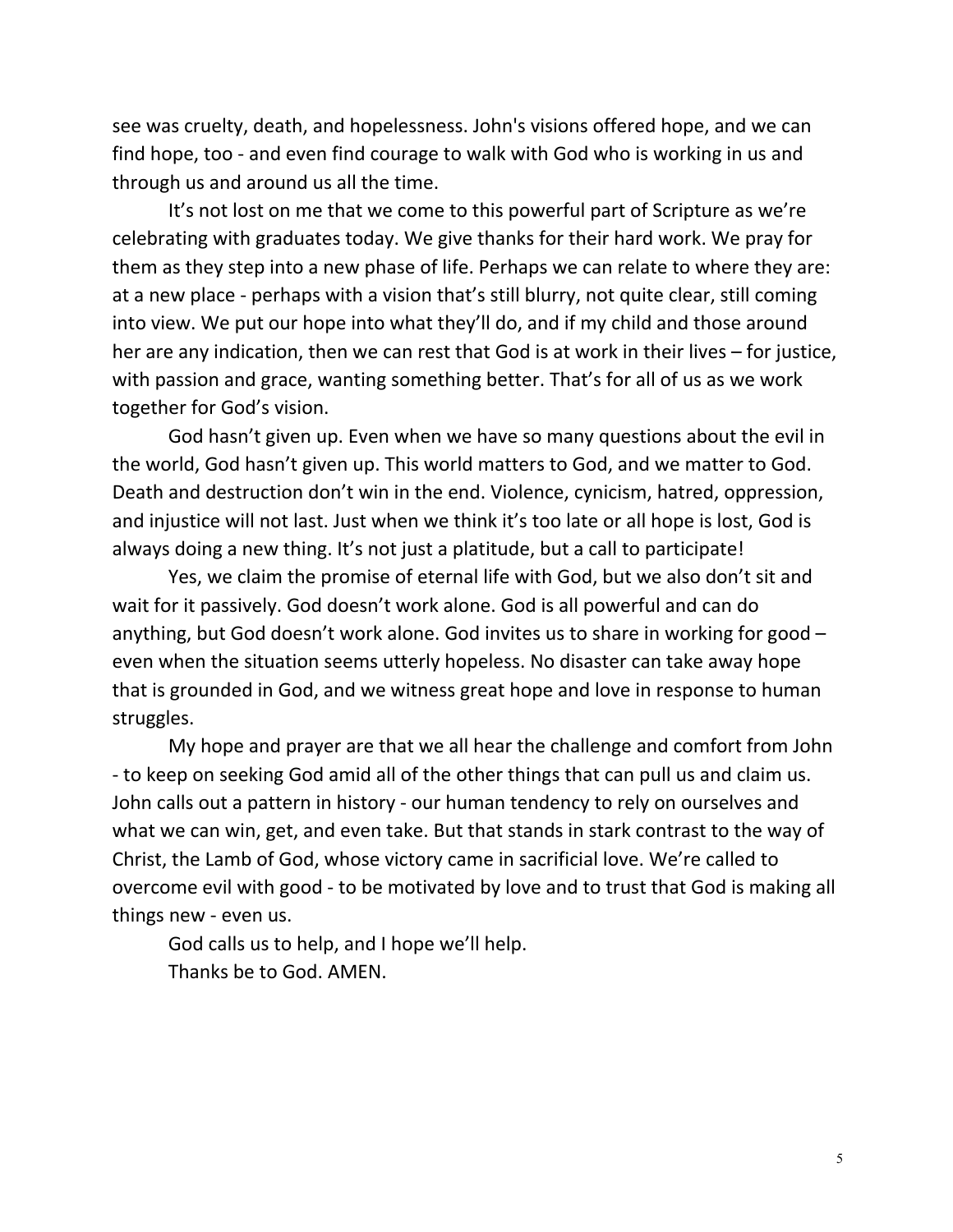see was cruelty, death, and hopelessness. John's visions offered hope, and we can find hope, too - and even find courage to walk with God who is working in us and through us and around us all the time.

It's not lost on me that we come to this powerful part of Scripture as we're celebrating with graduates today. We give thanks for their hard work. We pray for them as they step into a new phase of life. Perhaps we can relate to where they are: at a new place - perhaps with a vision that's still blurry, not quite clear, still coming into view. We put our hope into what they'll do, and if my child and those around her are any indication, then we can rest that God is at work in their lives – for justice, with passion and grace, wanting something better. That's for all of us as we work together for God's vision.

God hasn't given up. Even when we have so many questions about the evil in the world, God hasn't given up. This world matters to God, and we matter to God. Death and destruction don't win in the end. Violence, cynicism, hatred, oppression, and injustice will not last. Just when we think it's too late or all hope is lost, God is always doing a new thing. It's not just a platitude, but a call to participate!

Yes, we claim the promise of eternal life with God, but we also don't sit and wait for it passively. God doesn't work alone. God is all powerful and can do anything, but God doesn't work alone. God invites us to share in working for good – even when the situation seems utterly hopeless. No disaster can take away hope that is grounded in God, and we witness great hope and love in response to human struggles.

My hope and prayer are that we all hear the challenge and comfort from John - to keep on seeking God amid all of the other things that can pull us and claim us. John calls out a pattern in history - our human tendency to rely on ourselves and what we can win, get, and even take. But that stands in stark contrast to the way of Christ, the Lamb of God, whose victory came in sacrificial love. We're called to overcome evil with good - to be motivated by love and to trust that God is making all things new - even us.

God calls us to help, and I hope we'll help.

Thanks be to God. AMEN.